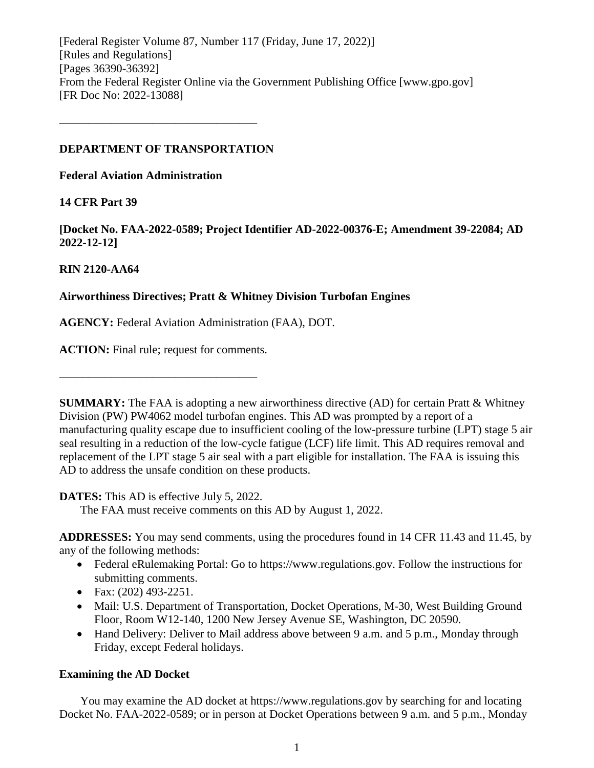[Federal Register Volume 87, Number 117 (Friday, June 17, 2022)]
[Rules and Regulations]
[Pages 36390-36392]
From the Federal Register Online via the Government Publishing Office [www.gpo.gov]
[FR Doc No: 2022-13088]

---

**DEPARTMENT OF TRANSPORTATION**

**Federal Aviation Administration**

**14 CFR Part 39**

**[Docket No. FAA-2022-0589; Project Identifier AD-2022-00376-E; Amendment 39-22084; AD 2022-12-12]**

**RIN 2120-AA64**

**Airworthiness Directives; Pratt & Whitney Division Turbofan Engines**

**AGENCY:** Federal Aviation Administration (FAA), DOT.

**ACTION:** Final rule; request for comments.

---

**SUMMARY:** The FAA is adopting a new airworthiness directive (AD) for certain Pratt & Whitney Division (PW) PW4062 model turbofan engines. This AD was prompted by a report of a manufacturing quality escape due to insufficient cooling of the low-pressure turbine (LPT) stage 5 air seal resulting in a reduction of the low-cycle fatigue (LCF) life limit. This AD requires removal and replacement of the LPT stage 5 air seal with a part eligible for installation. The FAA is issuing this AD to address the unsafe condition on these products.

**DATES:** This AD is effective July 5, 2022.

The FAA must receive comments on this AD by August 1, 2022.

**ADDRESSES:** You may send comments, using the procedures found in 14 CFR 11.43 and 11.45, by any of the following methods:

- Federal eRulemaking Portal: Go to https://www.regulations.gov. Follow the instructions for submitting comments.
- Fax: (202) 493-2251.
- Mail: U.S. Department of Transportation, Docket Operations, M-30, West Building Ground Floor, Room W12-140, 1200 New Jersey Avenue SE, Washington, DC 20590.
- Hand Delivery: Deliver to Mail address above between 9 a.m. and 5 p.m., Monday through Friday, except Federal holidays.

**Examining the AD Docket**

You may examine the AD docket at https://www.regulations.gov by searching for and locating Docket No. FAA-2022-0589; or in person at Docket Operations between 9 a.m. and 5 p.m., Monday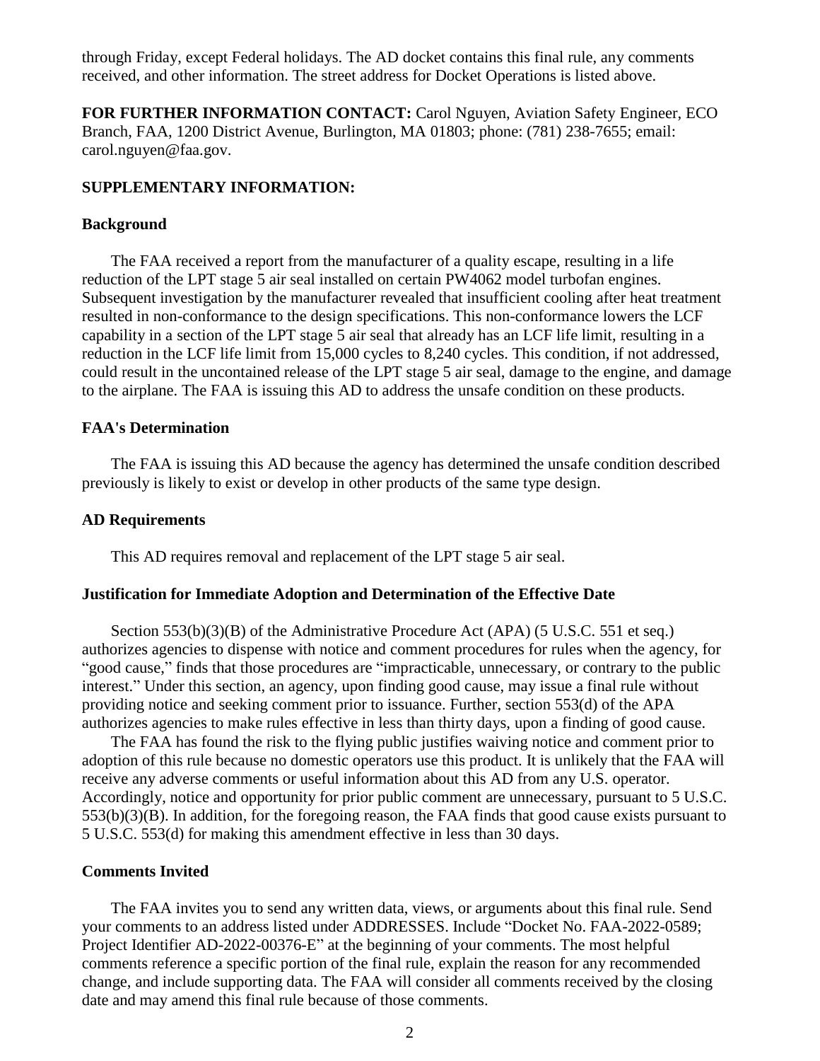through Friday, except Federal holidays. The AD docket contains this final rule, any comments received, and other information. The street address for Docket Operations is listed above.

**FOR FURTHER INFORMATION CONTACT:** Carol Nguyen, Aviation Safety Engineer, ECO Branch, FAA, 1200 District Avenue, Burlington, MA 01803; phone: (781) 238-7655; email: carol.nguyen@faa.gov.

**SUPPLEMENTARY INFORMATION:**

**Background**

The FAA received a report from the manufacturer of a quality escape, resulting in a life reduction of the LPT stage 5 air seal installed on certain PW4062 model turbofan engines. Subsequent investigation by the manufacturer revealed that insufficient cooling after heat treatment resulted in non-conformance to the design specifications. This non-conformance lowers the LCF capability in a section of the LPT stage 5 air seal that already has an LCF life limit, resulting in a reduction in the LCF life limit from 15,000 cycles to 8,240 cycles. This condition, if not addressed, could result in the uncontained release of the LPT stage 5 air seal, damage to the engine, and damage to the airplane. The FAA is issuing this AD to address the unsafe condition on these products.

**FAA's Determination**

The FAA is issuing this AD because the agency has determined the unsafe condition described previously is likely to exist or develop in other products of the same type design.

**AD Requirements**

This AD requires removal and replacement of the LPT stage 5 air seal.

**Justification for Immediate Adoption and Determination of the Effective Date**

Section 553(b)(3)(B) of the Administrative Procedure Act (APA) (5 U.S.C. 551 et seq.) authorizes agencies to dispense with notice and comment procedures for rules when the agency, for "good cause," finds that those procedures are "impracticable, unnecessary, or contrary to the public interest." Under this section, an agency, upon finding good cause, may issue a final rule without providing notice and seeking comment prior to issuance. Further, section 553(d) of the APA authorizes agencies to make rules effective in less than thirty days, upon a finding of good cause.

The FAA has found the risk to the flying public justifies waiving notice and comment prior to adoption of this rule because no domestic operators use this product. It is unlikely that the FAA will receive any adverse comments or useful information about this AD from any U.S. operator. Accordingly, notice and opportunity for prior public comment are unnecessary, pursuant to 5 U.S.C. 553(b)(3)(B). In addition, for the foregoing reason, the FAA finds that good cause exists pursuant to 5 U.S.C. 553(d) for making this amendment effective in less than 30 days.

**Comments Invited**

The FAA invites you to send any written data, views, or arguments about this final rule. Send your comments to an address listed under ADDRESSES. Include "Docket No. FAA-2022-0589; Project Identifier AD-2022-00376-E" at the beginning of your comments. The most helpful comments reference a specific portion of the final rule, explain the reason for any recommended change, and include supporting data. The FAA will consider all comments received by the closing date and may amend this final rule because of those comments.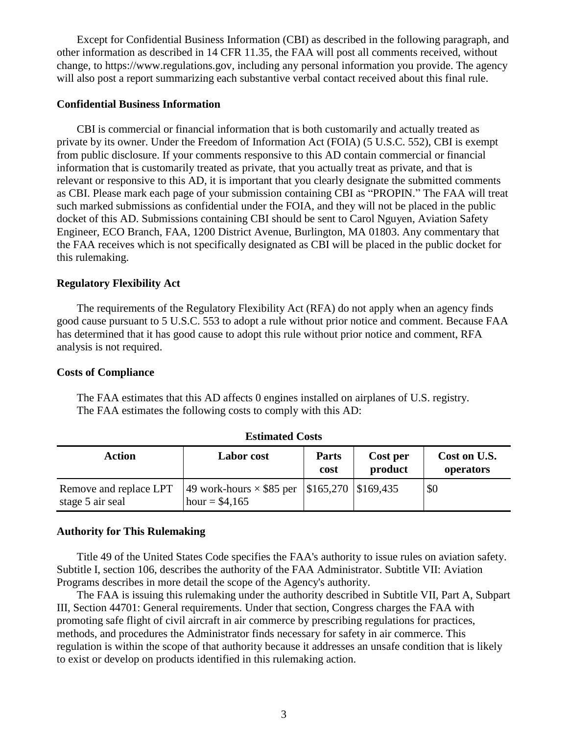Except for Confidential Business Information (CBI) as described in the following paragraph, and other information as described in 14 CFR 11.35, the FAA will post all comments received, without change, to https://www.regulations.gov, including any personal information you provide. The agency will also post a report summarizing each substantive verbal contact received about this final rule.

**Confidential Business Information**

CBI is commercial or financial information that is both customarily and actually treated as private by its owner. Under the Freedom of Information Act (FOIA) (5 U.S.C. 552), CBI is exempt from public disclosure. If your comments responsive to this AD contain commercial or financial information that is customarily treated as private, that you actually treat as private, and that is relevant or responsive to this AD, it is important that you clearly designate the submitted comments as CBI. Please mark each page of your submission containing CBI as "PROPIN." The FAA will treat such marked submissions as confidential under the FOIA, and they will not be placed in the public docket of this AD. Submissions containing CBI should be sent to Carol Nguyen, Aviation Safety Engineer, ECO Branch, FAA, 1200 District Avenue, Burlington, MA 01803. Any commentary that the FAA receives which is not specifically designated as CBI will be placed in the public docket for this rulemaking.

**Regulatory Flexibility Act**

The requirements of the Regulatory Flexibility Act (RFA) do not apply when an agency finds good cause pursuant to 5 U.S.C. 553 to adopt a rule without prior notice and comment. Because FAA has determined that it has good cause to adopt this rule without prior notice and comment, RFA analysis is not required.

**Costs of Compliance**

The FAA estimates that this AD affects 0 engines installed on airplanes of U.S. registry.

The FAA estimates the following costs to comply with this AD:

**Estimated Costs**

| Action | Labor cost | Parts cost | Cost per product | Cost on U.S. operators |
|---|---|---|---|---|
| Remove and replace LPT stage 5 air seal | 49 work-hours × $85 per hour = $4,165 | $165,270 | $169,435 | $0 |

**Authority for This Rulemaking**

Title 49 of the United States Code specifies the FAA's authority to issue rules on aviation safety. Subtitle I, section 106, describes the authority of the FAA Administrator. Subtitle VII: Aviation Programs describes in more detail the scope of the Agency's authority.

The FAA is issuing this rulemaking under the authority described in Subtitle VII, Part A, Subpart III, Section 44701: General requirements. Under that section, Congress charges the FAA with promoting safe flight of civil aircraft in air commerce by prescribing regulations for practices, methods, and procedures the Administrator finds necessary for safety in air commerce. This regulation is within the scope of that authority because it addresses an unsafe condition that is likely to exist or develop on products identified in this rulemaking action.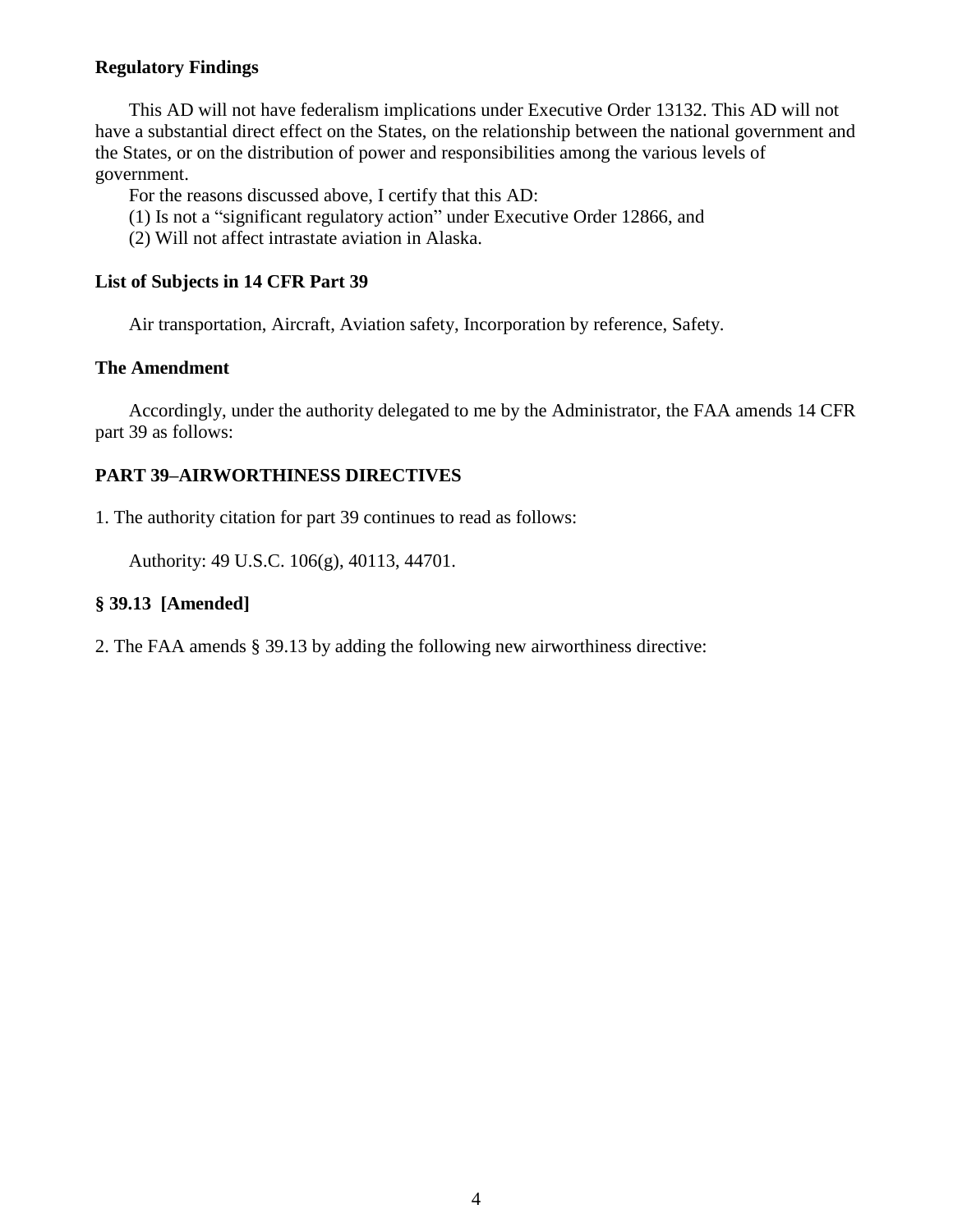## Regulatory Findings

This AD will not have federalism implications under Executive Order 13132. This AD will not have a substantial direct effect on the States, on the relationship between the national government and the States, or on the distribution of power and responsibilities among the various levels of government.

For the reasons discussed above, I certify that this AD:

(1) Is not a "significant regulatory action" under Executive Order 12866, and

(2) Will not affect intrastate aviation in Alaska.

## List of Subjects in 14 CFR Part 39

Air transportation, Aircraft, Aviation safety, Incorporation by reference, Safety.

## The Amendment

Accordingly, under the authority delegated to me by the Administrator, the FAA amends 14 CFR part 39 as follows:

## PART 39–AIRWORTHINESS DIRECTIVES

1. The authority citation for part 39 continues to read as follows:

Authority: 49 U.S.C. 106(g), 40113, 44701.

## § 39.13 [Amended]

2. The FAA amends § 39.13 by adding the following new airworthiness directive: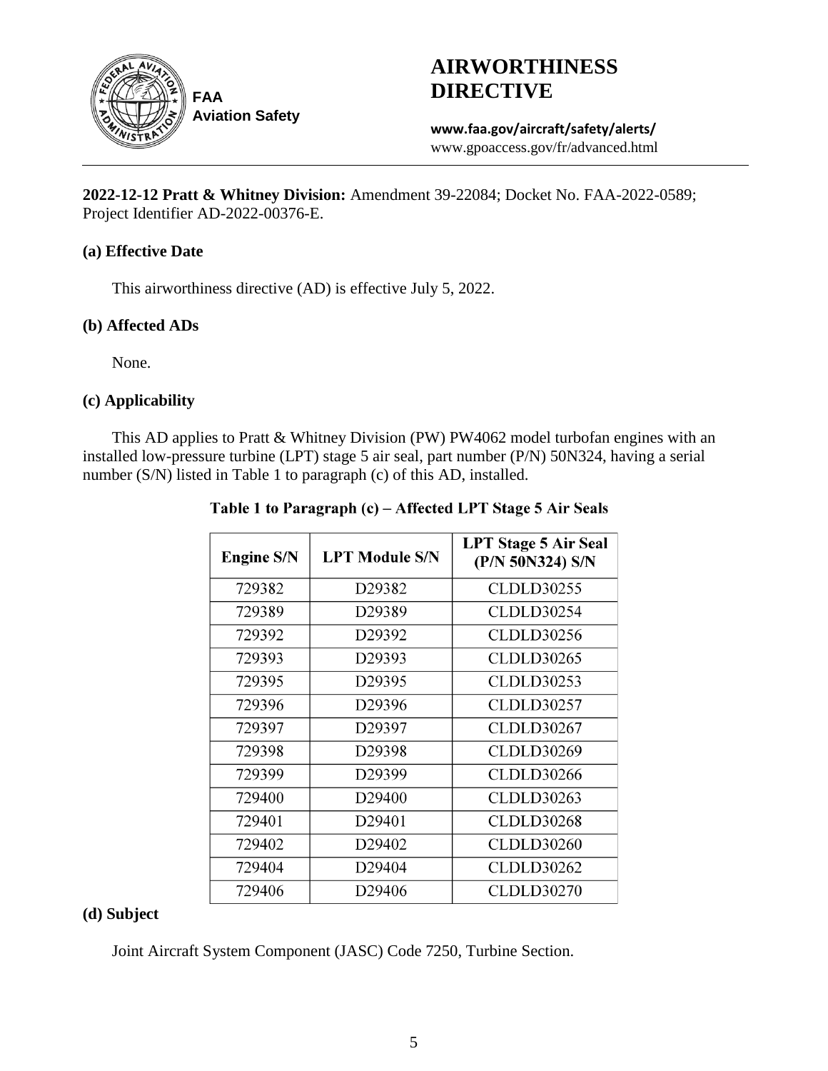# AIRWORTHINESS DIRECTIVE

FAA Aviation Safety

**www.faa.gov/aircraft/safety/alerts/**
www.gpoaccess.gov/fr/advanced.html

**2022-12-12 Pratt & Whitney Division:** Amendment 39-22084; Docket No. FAA-2022-0589; Project Identifier AD-2022-00376-E.

### (a) Effective Date

This airworthiness directive (AD) is effective July 5, 2022.

### (b) Affected ADs

None.

### (c) Applicability

This AD applies to Pratt & Whitney Division (PW) PW4062 model turbofan engines with an installed low-pressure turbine (LPT) stage 5 air seal, part number (P/N) 50N324, having a serial number (S/N) listed in Table 1 to paragraph (c) of this AD, installed.

**Table 1 to Paragraph (c) – Affected LPT Stage 5 Air Seals**

| Engine S/N | LPT Module S/N | LPT Stage 5 Air Seal (P/N 50N324) S/N |
|---|---|---|
| 729382 | D29382 | CLDLD30255 |
| 729389 | D29389 | CLDLD30254 |
| 729392 | D29392 | CLDLD30256 |
| 729393 | D29393 | CLDLD30265 |
| 729395 | D29395 | CLDLD30253 |
| 729396 | D29396 | CLDLD30257 |
| 729397 | D29397 | CLDLD30267 |
| 729398 | D29398 | CLDLD30269 |
| 729399 | D29399 | CLDLD30266 |
| 729400 | D29400 | CLDLD30263 |
| 729401 | D29401 | CLDLD30268 |
| 729402 | D29402 | CLDLD30260 |
| 729404 | D29404 | CLDLD30262 |
| 729406 | D29406 | CLDLD30270 |

### (d) Subject

Joint Aircraft System Component (JASC) Code 7250, Turbine Section.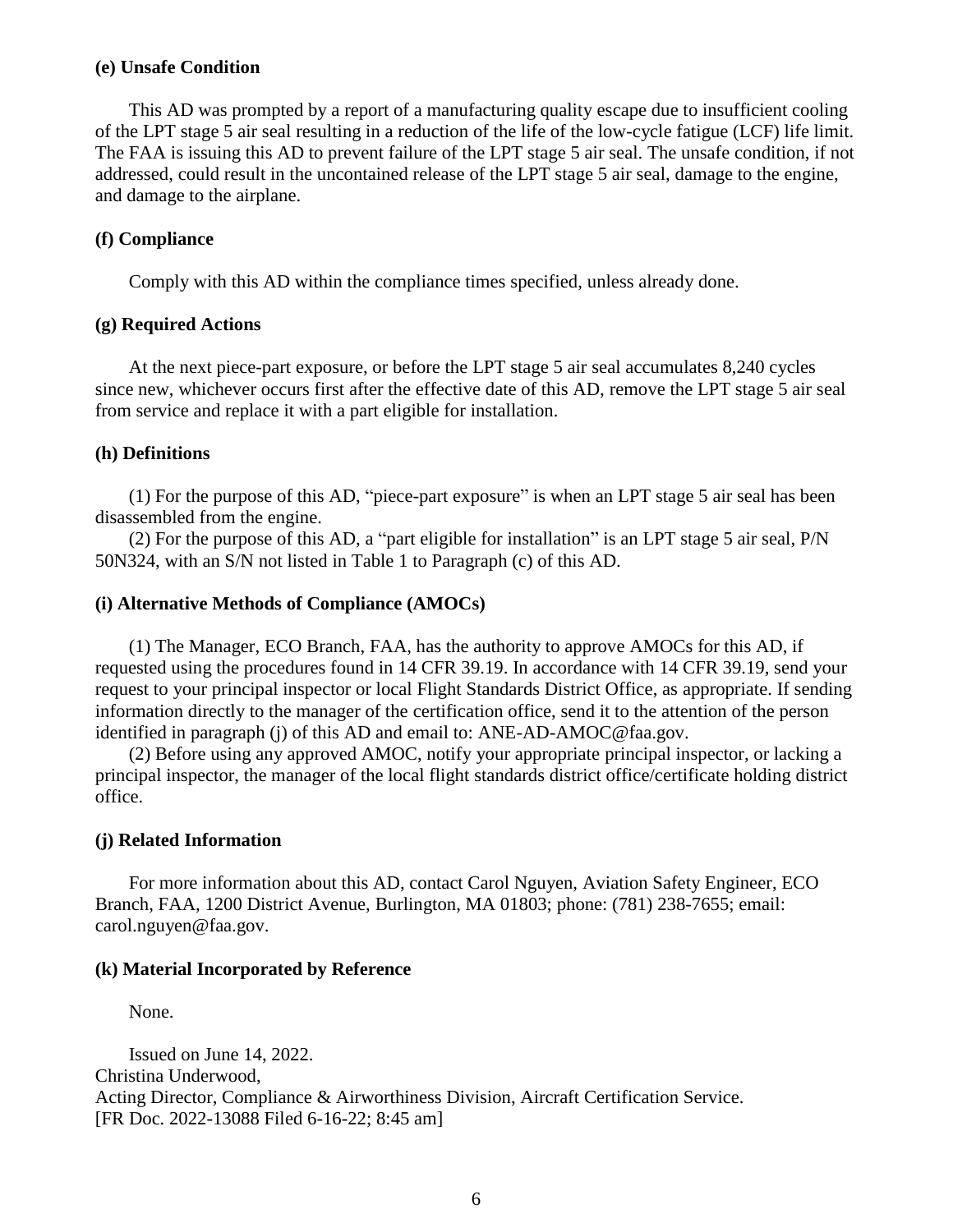**(e) Unsafe Condition**

This AD was prompted by a report of a manufacturing quality escape due to insufficient cooling of the LPT stage 5 air seal resulting in a reduction of the life of the low-cycle fatigue (LCF) life limit. The FAA is issuing this AD to prevent failure of the LPT stage 5 air seal. The unsafe condition, if not addressed, could result in the uncontained release of the LPT stage 5 air seal, damage to the engine, and damage to the airplane.

**(f) Compliance**

Comply with this AD within the compliance times specified, unless already done.

**(g) Required Actions**

At the next piece-part exposure, or before the LPT stage 5 air seal accumulates 8,240 cycles since new, whichever occurs first after the effective date of this AD, remove the LPT stage 5 air seal from service and replace it with a part eligible for installation.

**(h) Definitions**

(1) For the purpose of this AD, "piece-part exposure" is when an LPT stage 5 air seal has been disassembled from the engine.

(2) For the purpose of this AD, a "part eligible for installation" is an LPT stage 5 air seal, P/N 50N324, with an S/N not listed in Table 1 to Paragraph (c) of this AD.

**(i) Alternative Methods of Compliance (AMOCs)**

(1) The Manager, ECO Branch, FAA, has the authority to approve AMOCs for this AD, if requested using the procedures found in 14 CFR 39.19. In accordance with 14 CFR 39.19, send your request to your principal inspector or local Flight Standards District Office, as appropriate. If sending information directly to the manager of the certification office, send it to the attention of the person identified in paragraph (j) of this AD and email to: ANE-AD-AMOC@faa.gov.

(2) Before using any approved AMOC, notify your appropriate principal inspector, or lacking a principal inspector, the manager of the local flight standards district office/certificate holding district office.

**(j) Related Information**

For more information about this AD, contact Carol Nguyen, Aviation Safety Engineer, ECO Branch, FAA, 1200 District Avenue, Burlington, MA 01803; phone: (781) 238-7655; email: carol.nguyen@faa.gov.

**(k) Material Incorporated by Reference**

None.

Issued on June 14, 2022.
Christina Underwood,
Acting Director, Compliance & Airworthiness Division, Aircraft Certification Service.
[FR Doc. 2022-13088 Filed 6-16-22; 8:45 am]